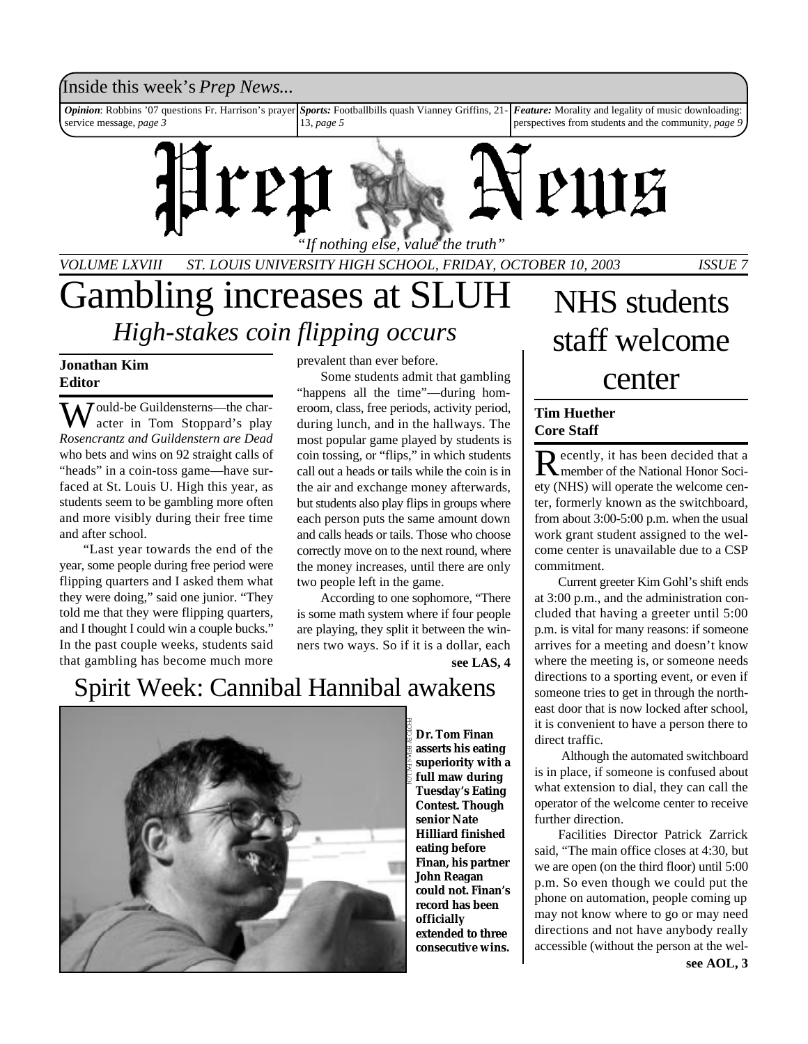Inside this week's *Prep News...*

***Opinion***: Robbins '07 questions Fr. Harrison's prayer service message, *page 3*

***Sports:*** Footballbills quash Vianney Griffins, 21-13, *page 5*

***Feature:*** Morality and legality of music downloading: perspectives from students and the community, *page 9*

# Prep News

*"If nothing else, value the truth"*

*VOLUME LXVIII ST. LOUIS UNIVERSITY HIGH SCHOOL, FRIDAY, OCTOBER 10, 2003 ISSUE 7*

# Gambling increases at SLUH

## *High-stakes coin flipping occurs*

**Jonathan Kim**
**Editor**

Would-be Guildensterns—the character in Tom Stoppard's play *Rosencrantz and Guildenstern are Dead* who bets and wins on 92 straight calls of "heads" in a coin-toss game—have surfaced at St. Louis U. High this year, as students seem to be gambling more often and more visibly during their free time and after school.

"Last year towards the end of the year, some people during free period were flipping quarters and I asked them what they were doing," said one junior. "They told me that they were flipping quarters, and I thought I could win a couple bucks." In the past couple weeks, students said that gambling has become much more prevalent than ever before.

Some students admit that gambling "happens all the time"—during homeroom, class, free periods, activity period, during lunch, and in the hallways. The most popular game played by students is coin tossing, or "flips," in which students call out a heads or tails while the coin is in the air and exchange money afterwards, but students also play flips in groups where each person puts the same amount down and calls heads or tails. Those who choose correctly move on to the next round, where the money increases, until there are only two people left in the game.

According to one sophomore, "There is some math system where if four people are playing, they split it between the winners two ways. So if it is a dollar, each

**see LAS, 4**

# NHS students staff welcome center

**Tim Huether**
**Core Staff**

Recently, it has been decided that a member of the National Honor Society (NHS) will operate the welcome center, formerly known as the switchboard, from about 3:00-5:00 p.m. when the usual work grant student assigned to the welcome center is unavailable due to a CSP commitment.

Current greeter Kim Gohl's shift ends at 3:00 p.m., and the administration concluded that having a greeter until 5:00 p.m. is vital for many reasons: if someone arrives for a meeting and doesn't know where the meeting is, or someone needs directions to a sporting event, or even if someone tries to get in through the northeast door that is now locked after school, it is convenient to have a person there to direct traffic.

Although the automated switchboard is in place, if someone is confused about what extension to dial, they can call the operator of the welcome center to receive further direction.

Facilities Director Patrick Zarrick said, "The main office closes at 4:30, but we are open (on the third floor) until 5:00 p.m. So even though we could put the phone on automation, people coming up may not know where to go or may need directions and not have anybody really accessible (without the person at the wel-

**see AOL, 3**

# Spirit Week: Cannibal Hannibal awakens

PHOTO BY BRIAN FALLON

**Dr. Tom Finan asserts his eating superiority with a full maw during Tuesday's Eating Contest. Though senior Nate Hilliard finished eating before Finan, his partner John Reagan could not. Finan's record has been officially extended to three consecutive wins.**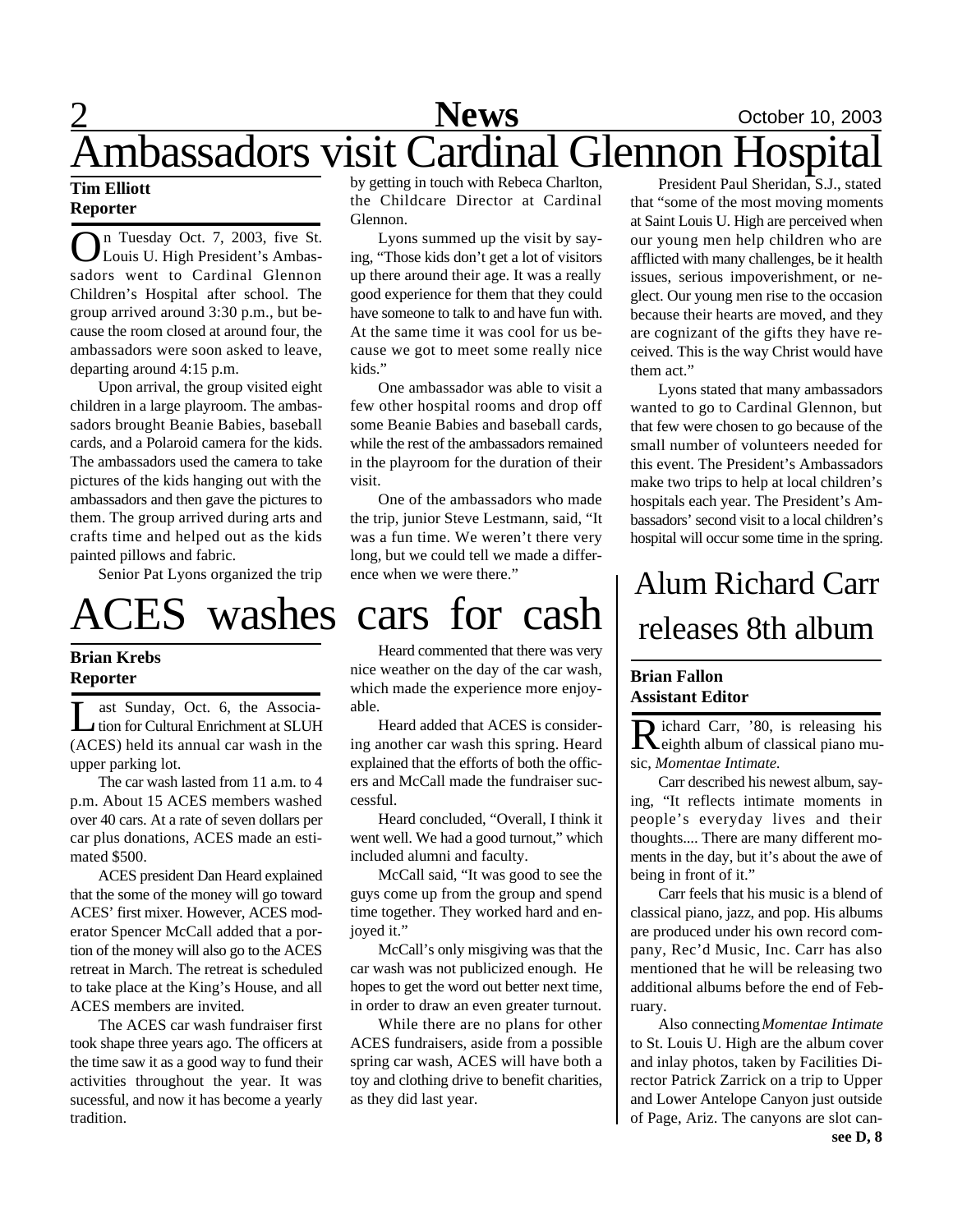# Ambassadors visit Cardinal Glennon Hospital

**Tim Elliott**
**Reporter**

On Tuesday Oct. 7, 2003, five St. Louis U. High President's Ambassadors went to Cardinal Glennon Children's Hospital after school. The group arrived around 3:30 p.m., but because the room closed at around four, the ambassadors were soon asked to leave, departing around 4:15 p.m.

Upon arrival, the group visited eight children in a large playroom. The ambassadors brought Beanie Babies, baseball cards, and a Polaroid camera for the kids. The ambassadors used the camera to take pictures of the kids hanging out with the ambassadors and then gave the pictures to them. The group arrived during arts and crafts time and helped out as the kids painted pillows and fabric.

Senior Pat Lyons organized the trip by getting in touch with Rebeca Charlton, the Childcare Director at Cardinal Glennon.

Lyons summed up the visit by saying, "Those kids don't get a lot of visitors up there around their age. It was a really good experience for them that they could have someone to talk to and have fun with. At the same time it was cool for us because we got to meet some really nice kids."

One ambassador was able to visit a few other hospital rooms and drop off some Beanie Babies and baseball cards, while the rest of the ambassadors remained in the playroom for the duration of their visit.

One of the ambassadors who made the trip, junior Steve Lestmann, said, "It was a fun time. We weren't there very long, but we could tell we made a difference when we were there."

President Paul Sheridan, S.J., stated that "some of the most moving moments at Saint Louis U. High are perceived when our young men help children who are afflicted with many challenges, be it health issues, serious impoverishment, or neglect. Our young men rise to the occasion because their hearts are moved, and they are cognizant of the gifts they have received. This is the way Christ would have them act."

Lyons stated that many ambassadors wanted to go to Cardinal Glennon, but that few were chosen to go because of the small number of volunteers needed for this event. The President's Ambassadors make two trips to help at local children's hospitals each year. The President's Ambassadors' second visit to a local children's hospital will occur some time in the spring.

# ACES washes cars for cash

**Brian Krebs**
**Reporter**

Last Sunday, Oct. 6, the Association for Cultural Enrichment at SLUH (ACES) held its annual car wash in the upper parking lot.

The car wash lasted from 11 a.m. to 4 p.m. About 15 ACES members washed over 40 cars. At a rate of seven dollars per car plus donations, ACES made an estimated $500.

ACES president Dan Heard explained that the some of the money will go toward ACES' first mixer. However, ACES moderator Spencer McCall added that a portion of the money will also go to the ACES retreat in March. The retreat is scheduled to take place at the King's House, and all ACES members are invited.

The ACES car wash fundraiser first took shape three years ago. The officers at the time saw it as a good way to fund their activities throughout the year. It was sucessful, and now it has become a yearly tradition.

Heard commented that there was very nice weather on the day of the car wash, which made the experience more enjoyable.

Heard added that ACES is considering another car wash this spring. Heard explained that the efforts of both the officers and McCall made the fundraiser successful.

Heard concluded, "Overall, I think it went well. We had a good turnout," which included alumni and faculty.

McCall said, "It was good to see the guys come up from the group and spend time together. They worked hard and enjoyed it."

McCall's only misgiving was that the car wash was not publicized enough. He hopes to get the word out better next time, in order to draw an even greater turnout.

While there are no plans for other ACES fundraisers, aside from a possible spring car wash, ACES will have both a toy and clothing drive to benefit charities, as they did last year.

# Alum Richard Carr releases 8th album

**Brian Fallon**
**Assistant Editor**

Richard Carr, '80, is releasing his eighth album of classical piano music, *Momentae Intimate.*

Carr described his newest album, saying, "It reflects intimate moments in people's everyday lives and their thoughts.... There are many different moments in the day, but it's about the awe of being in front of it."

Carr feels that his music is a blend of classical piano, jazz, and pop. His albums are produced under his own record company, Rec'd Music, Inc. Carr has also mentioned that he will be releasing two additional albums before the end of February.

Also connecting *Momentae Intimate* to St. Louis U. High are the album cover and inlay photos, taken by Facilities Director Patrick Zarrick on a trip to Upper and Lower Antelope Canyon just outside of Page, Ariz. The canyons are slot can-

**see D, 8**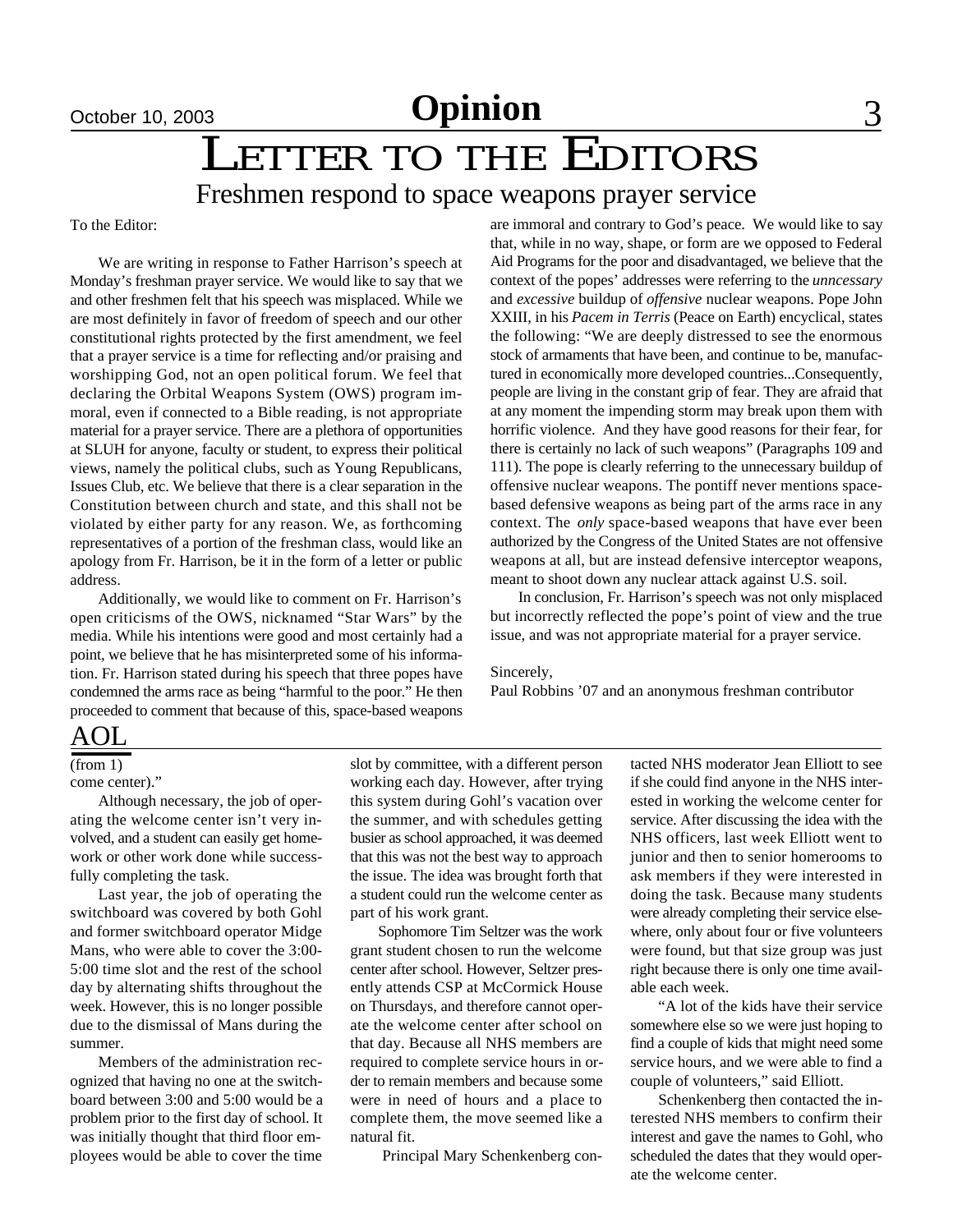# Letter to the Editors

## Freshmen respond to space weapons prayer service

To the Editor:

We are writing in response to Father Harrison's speech at Monday's freshman prayer service. We would like to say that we and other freshmen felt that his speech was misplaced. While we are most definitely in favor of freedom of speech and our other constitutional rights protected by the first amendment, we feel that a prayer service is a time for reflecting and/or praising and worshipping God, not an open political forum. We feel that declaring the Orbital Weapons System (OWS) program immoral, even if connected to a Bible reading, is not appropriate material for a prayer service. There are a plethora of opportunities at SLUH for anyone, faculty or student, to express their political views, namely the political clubs, such as Young Republicans, Issues Club, etc. We believe that there is a clear separation in the Constitution between church and state, and this shall not be violated by either party for any reason. We, as forthcoming representatives of a portion of the freshman class, would like an apology from Fr. Harrison, be it in the form of a letter or public address.

Additionally, we would like to comment on Fr. Harrison's open criticisms of the OWS, nicknamed "Star Wars" by the media. While his intentions were good and most certainly had a point, we believe that he has misinterpreted some of his information. Fr. Harrison stated during his speech that three popes have condemned the arms race as being "harmful to the poor." He then proceeded to comment that because of this, space-based weapons are immoral and contrary to God's peace. We would like to say that, while in no way, shape, or form are we opposed to Federal Aid Programs for the poor and disadvantaged, we believe that the context of the popes' addresses were referring to the *unncessary* and *excessive* buildup of *offensive* nuclear weapons. Pope John XXIII, in his *Pacem in Terris* (Peace on Earth) encyclical, states the following: "We are deeply distressed to see the enormous stock of armaments that have been, and continue to be, manufactured in economically more developed countries...Consequently, people are living in the constant grip of fear. They are afraid that at any moment the impending storm may break upon them with horrific violence. And they have good reasons for their fear, for there is certainly no lack of such weapons" (Paragraphs 109 and 111). The pope is clearly referring to the unnecessary buildup of offensive nuclear weapons. The pontiff never mentions space-based defensive weapons as being part of the arms race in any context. The *only* space-based weapons that have ever been authorized by the Congress of the United States are not offensive weapons at all, but are instead defensive interceptor weapons, meant to shoot down any nuclear attack against U.S. soil.

In conclusion, Fr. Harrison's speech was not only misplaced but incorrectly reflected the pope's point of view and the true issue, and was not appropriate material for a prayer service.

Sincerely,
Paul Robbins '07 and an anonymous freshman contributor

## AOL

(from 1)

come center)."

Although necessary, the job of operating the welcome center isn't very involved, and a student can easily get homework or other work done while successfully completing the task.

Last year, the job of operating the switchboard was covered by both Gohl and former switchboard operator Midge Mans, who were able to cover the 3:00-5:00 time slot and the rest of the school day by alternating shifts throughout the week. However, this is no longer possible due to the dismissal of Mans during the summer.

Members of the administration recognized that having no one at the switchboard between 3:00 and 5:00 would be a problem prior to the first day of school. It was initially thought that third floor employees would be able to cover the time slot by committee, with a different person working each day. However, after trying this system during Gohl's vacation over the summer, and with schedules getting busier as school approached, it was deemed that this was not the best way to approach the issue. The idea was brought forth that a student could run the welcome center as part of his work grant.

Sophomore Tim Seltzer was the work grant student chosen to run the welcome center after school. However, Seltzer presently attends CSP at McCormick House on Thursdays, and therefore cannot operate the welcome center after school on that day. Because all NHS members are required to complete service hours in order to remain members and because some were in need of hours and a place to complete them, the move seemed like a natural fit.

Principal Mary Schenkenberg contacted NHS moderator Jean Elliott to see if she could find anyone in the NHS interested in working the welcome center for service. After discussing the idea with the NHS officers, last week Elliott went to junior and then to senior homerooms to ask members if they were interested in doing the task. Because many students were already completing their service elsewhere, only about four or five volunteers were found, but that size group was just right because there is only one time available each week.

"A lot of the kids have their service somewhere else so we were just hoping to find a couple of kids that might need some service hours, and we were able to find a couple of volunteers," said Elliott.

Schenkenberg then contacted the interested NHS members to confirm their interest and gave the names to Gohl, who scheduled the dates that they would operate the welcome center.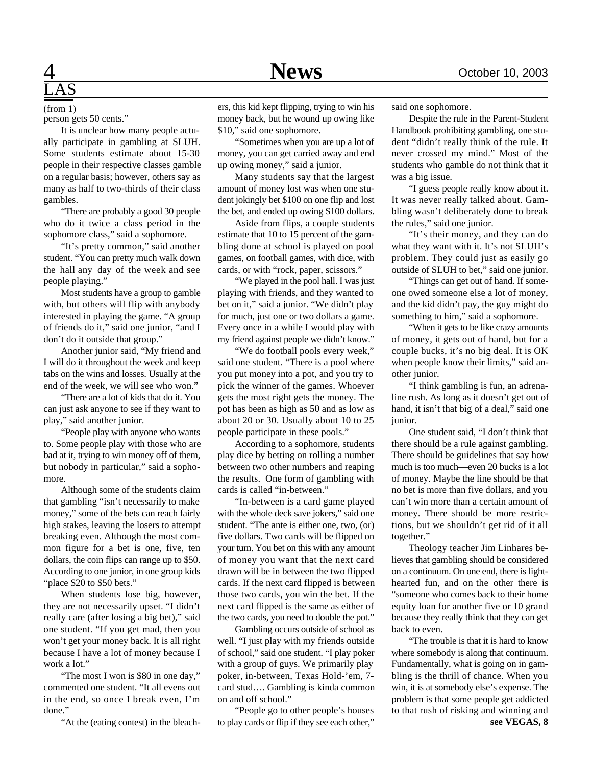## LAS

(from 1)

person gets 50 cents."

It is unclear how many people actually participate in gambling at SLUH. Some students estimate about 15-30 people in their respective classes gamble on a regular basis; however, others say as many as half to two-thirds of their class gambles.

"There are probably a good 30 people who do it twice a class period in the sophomore class," said a sophomore.

"It's pretty common," said another student. "You can pretty much walk down the hall any day of the week and see people playing."

Most students have a group to gamble with, but others will flip with anybody interested in playing the game. "A group of friends do it," said one junior, "and I don't do it outside that group."

Another junior said, "My friend and I will do it throughout the week and keep tabs on the wins and losses. Usually at the end of the week, we will see who won."

"There are a lot of kids that do it. You can just ask anyone to see if they want to play," said another junior.

"People play with anyone who wants to. Some people play with those who are bad at it, trying to win money off of them, but nobody in particular," said a sophomore.

Although some of the students claim that gambling "isn't necessarily to make money," some of the bets can reach fairly high stakes, leaving the losers to attempt breaking even. Although the most common figure for a bet is one, five, ten dollars, the coin flips can range up to $50. According to one junior, in one group kids "place $20 to $50 bets."

When students lose big, however, they are not necessarily upset. "I didn't really care (after losing a big bet)," said one student. "If you get mad, then you won't get your money back. It is all right because I have a lot of money because I work a lot."

"The most I won is $80 in one day," commented one student. "It all evens out in the end, so once I break even, I'm done."

"At the (eating contest) in the bleachers, this kid kept flipping, trying to win his money back, but he wound up owing like $10," said one sophomore.

"Sometimes when you are up a lot of money, you can get carried away and end up owing money," said a junior.

Many students say that the largest amount of money lost was when one student jokingly bet $100 on one flip and lost the bet, and ended up owing $100 dollars.

Aside from flips, a couple students estimate that 10 to 15 percent of the gambling done at school is played on pool games, on football games, with dice, with cards, or with "rock, paper, scissors."

"We played in the pool hall. I was just playing with friends, and they wanted to bet on it," said a junior. "We didn't play for much, just one or two dollars a game. Every once in a while I would play with my friend against people we didn't know."

"We do football pools every week," said one student. "There is a pool where you put money into a pot, and you try to pick the winner of the games. Whoever gets the most right gets the money. The pot has been as high as 50 and as low as about 20 or 30. Usually about 10 to 25 people participate in these pools."

According to a sophomore, students play dice by betting on rolling a number between two other numbers and reaping the results. One form of gambling with cards is called "in-between."

"In-between is a card game played with the whole deck save jokers," said one student. "The ante is either one, two, (or) five dollars. Two cards will be flipped on your turn. You bet on this with any amount of money you want that the next card drawn will be in between the two flipped cards. If the next card flipped is between those two cards, you win the bet. If the next card flipped is the same as either of the two cards, you need to double the pot."

Gambling occurs outside of school as well. "I just play with my friends outside of school," said one student. "I play poker with a group of guys. We primarily play poker, in-between, Texas Hold-'em, 7-card stud…. Gambling is kinda common on and off school."

"People go to other people's houses to play cards or flip if they see each other," said one sophomore.

Despite the rule in the Parent-Student Handbook prohibiting gambling, one student "didn't really think of the rule. It never crossed my mind." Most of the students who gamble do not think that it was a big issue.

"I guess people really know about it. It was never really talked about. Gambling wasn't deliberately done to break the rules," said one junior.

"It's their money, and they can do what they want with it. It's not SLUH's problem. They could just as easily go outside of SLUH to bet," said one junior.

"Things can get out of hand. If someone owed someone else a lot of money, and the kid didn't pay, the guy might do something to him," said a sophomore.

"When it gets to be like crazy amounts of money, it gets out of hand, but for a couple bucks, it's no big deal. It is OK when people know their limits," said another junior.

"I think gambling is fun, an adrenaline rush. As long as it doesn't get out of hand, it isn't that big of a deal," said one junior.

One student said, "I don't think that there should be a rule against gambling. There should be guidelines that say how much is too much—even 20 bucks is a lot of money. Maybe the line should be that no bet is more than five dollars, and you can't win more than a certain amount of money. There should be more restrictions, but we shouldn't get rid of it all together."

Theology teacher Jim Linhares believes that gambling should be considered on a continuum. On one end, there is lighthearted fun, and on the other there is "someone who comes back to their home equity loan for another five or 10 grand because they really think that they can get back to even.

"The trouble is that it is hard to know where somebody is along that continuum. Fundamentally, what is going on in gambling is the thrill of chance. When you win, it is at somebody else's expense. The problem is that some people get addicted to that rush of risking and winning and

**see VEGAS, 8**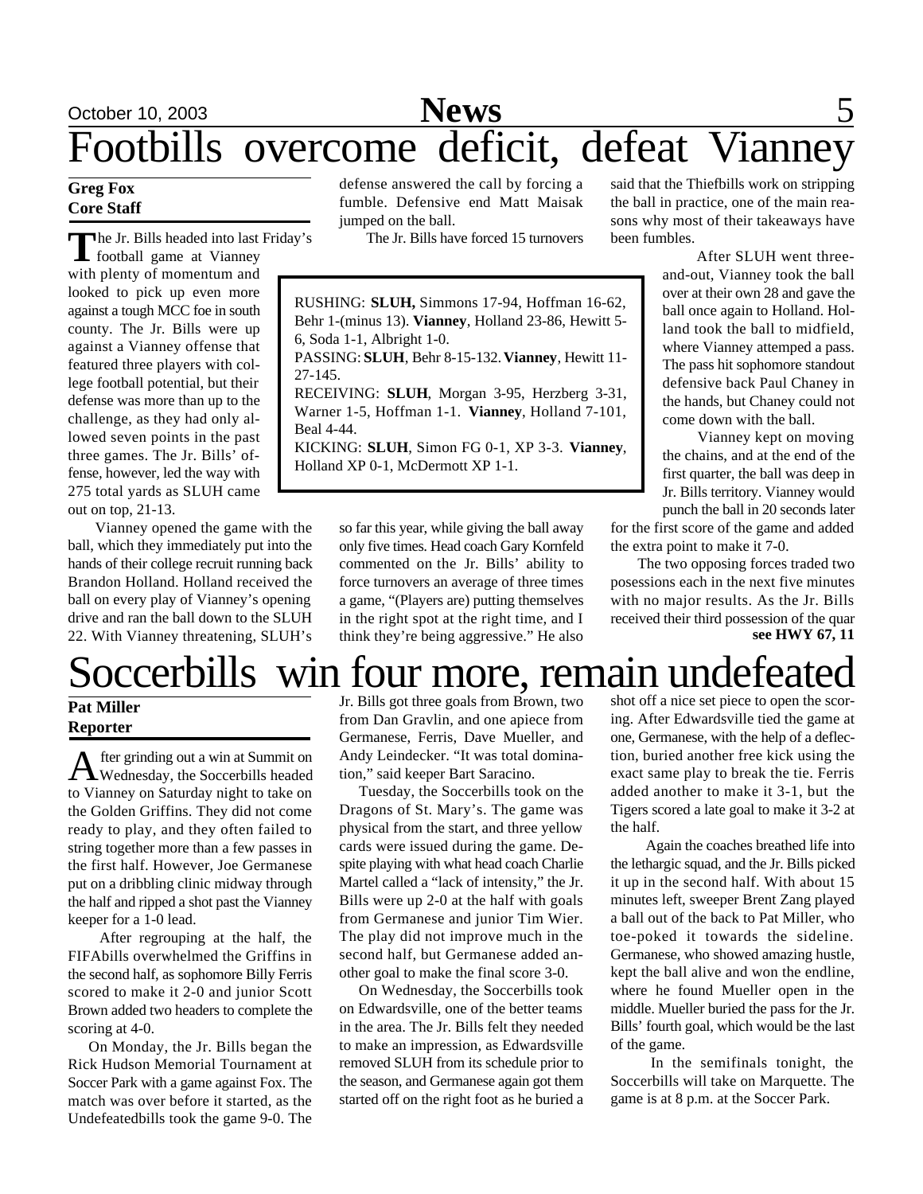# Footbills overcome deficit, defeat Vianney

**Greg Fox**
**Core Staff**

The Jr. Bills headed into last Friday's football game at Vianney with plenty of momentum and looked to pick up even more against a tough MCC foe in south county. The Jr. Bills were up against a Vianney offense that featured three players with college football potential, but their defense was more than up to the challenge, as they had only allowed seven points in the past three games. The Jr. Bills' offense, however, led the way with 275 total yards as SLUH came out on top, 21-13.

Vianney opened the game with the ball, which they immediately put into the hands of their college recruit running back Brandon Holland. Holland received the ball on every play of Vianney's opening drive and ran the ball down to the SLUH 22. With Vianney threatening, SLUH's defense answered the call by forcing a fumble. Defensive end Matt Maisak jumped on the ball.

The Jr. Bills have forced 15 turnovers so far this year, while giving the ball away only five times. Head coach Gary Kornfeld commented on the Jr. Bills' ability to force turnovers an average of three times a game, "(Players are) putting themselves in the right spot at the right time, and I think they're being aggressive." He also said that the Thiefbills work on stripping the ball in practice, one of the main reasons why most of their takeaways have been fumbles.

After SLUH went three-and-out, Vianney took the ball over at their own 28 and gave the ball once again to Holland. Holland took the ball to midfield, where Vianney attemped a pass. The pass hit sophomore standout defensive back Paul Chaney in the hands, but Chaney could not come down with the ball.

Vianney kept on moving the chains, and at the end of the first quarter, the ball was deep in Jr. Bills territory. Vianney would punch the ball in 20 seconds later for the first score of the game and added the extra point to make it 7-0.

The two opposing forces traded two posessions each in the next five minutes with no major results. As the Jr. Bills received their third possession of the quar

**see HWY 67, 11**

RUSHING: **SLUH,** Simmons 17-94, Hoffman 16-62, Behr 1-(minus 13). **Vianney**, Holland 23-86, Hewitt 5-6, Soda 1-1, Albright 1-0.
PASSING: **SLUH**, Behr 8-15-132. **Vianney**, Hewitt 11-27-145.
RECEIVING: **SLUH**, Morgan 3-95, Herzberg 3-31, Warner 1-5, Hoffman 1-1. **Vianney**, Holland 7-101, Beal 4-44.
KICKING: **SLUH**, Simon FG 0-1, XP 3-3. **Vianney**, Holland XP 0-1, McDermott XP 1-1.

# Soccerbills win four more, remain undefeated

**Pat Miller**
**Reporter**

After grinding out a win at Summit on Wednesday, the Soccerbills headed to Vianney on Saturday night to take on the Golden Griffins. They did not come ready to play, and they often failed to string together more than a few passes in the first half. However, Joe Germanese put on a dribbling clinic midway through the half and ripped a shot past the Vianney keeper for a 1-0 lead.

After regrouping at the half, the FIFAbills overwhelmed the Griffins in the second half, as sophomore Billy Ferris scored to make it 2-0 and junior Scott Brown added two headers to complete the scoring at 4-0.

On Monday, the Jr. Bills began the Rick Hudson Memorial Tournament at Soccer Park with a game against Fox. The match was over before it started, as the Undefeatedbills took the game 9-0. The Jr. Bills got three goals from Brown, two from Dan Gravlin, and one apiece from Germanese, Ferris, Dave Mueller, and Andy Leindecker. "It was total domination," said keeper Bart Saracino.

Tuesday, the Soccerbills took on the Dragons of St. Mary's. The game was physical from the start, and three yellow cards were issued during the game. Despite playing with what head coach Charlie Martel called a "lack of intensity," the Jr. Bills were up 2-0 at the half with goals from Germanese and junior Tim Wier. The play did not improve much in the second half, but Germanese added another goal to make the final score 3-0.

On Wednesday, the Soccerbills took on Edwardsville, one of the better teams in the area. The Jr. Bills felt they needed to make an impression, as Edwardsville removed SLUH from its schedule prior to the season, and Germanese again got them started off on the right foot as he buried a shot off a nice set piece to open the scoring. After Edwardsville tied the game at one, Germanese, with the help of a deflection, buried another free kick using the exact same play to break the tie. Ferris added another to make it 3-1, but the Tigers scored a late goal to make it 3-2 at the half.

Again the coaches breathed life into the lethargic squad, and the Jr. Bills picked it up in the second half. With about 15 minutes left, sweeper Brent Zang played a ball out of the back to Pat Miller, who toe-poked it towards the sideline. Germanese, who showed amazing hustle, kept the ball alive and won the endline, where he found Mueller open in the middle. Mueller buried the pass for the Jr. Bills' fourth goal, which would be the last of the game.

In the semifinals tonight, the Soccerbills will take on Marquette. The game is at 8 p.m. at the Soccer Park.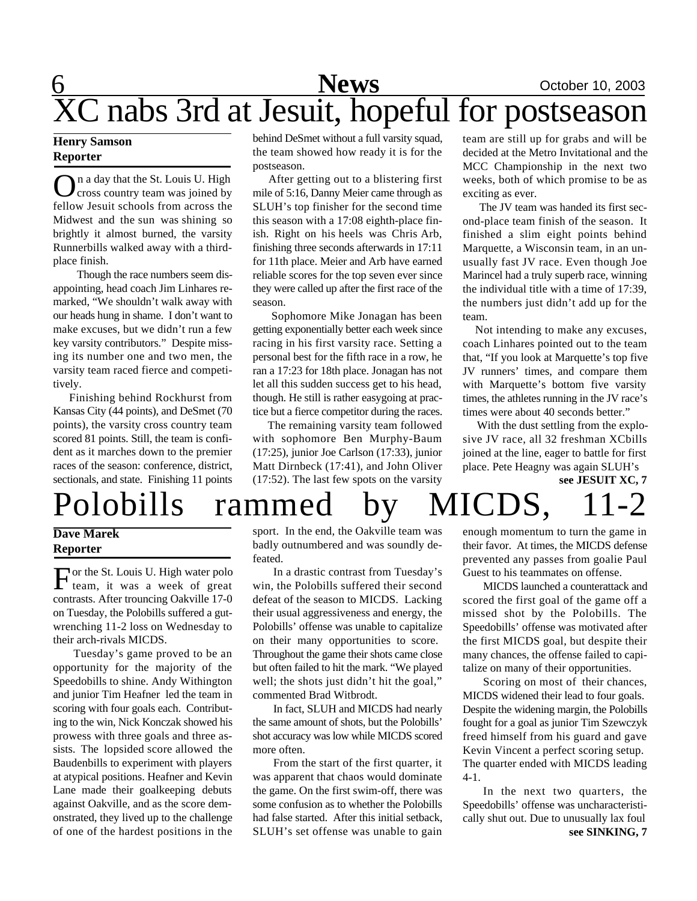# XC nabs 3rd at Jesuit, hopeful for postseason

**Henry Samson**
**Reporter**

On a day that the St. Louis U. High cross country team was joined by fellow Jesuit schools from across the Midwest and the sun was shining so brightly it almost burned, the varsity Runnerbills walked away with a third-place finish.

Though the race numbers seem disappointing, head coach Jim Linhares remarked, "We shouldn't walk away with our heads hung in shame. I don't want to make excuses, but we didn't run a few key varsity contributors." Despite missing its number one and two men, the varsity team raced fierce and competitively.

Finishing behind Rockhurst from Kansas City (44 points), and DeSmet (70 points), the varsity cross country team scored 81 points. Still, the team is confident as it marches down to the premier races of the season: conference, district, sectionals, and state. Finishing 11 points behind DeSmet without a full varsity squad, the team showed how ready it is for the postseason.

After getting out to a blistering first mile of 5:16, Danny Meier came through as SLUH's top finisher for the second time this season with a 17:08 eighth-place finish. Right on his heels was Chris Arb, finishing three seconds afterwards in 17:11 for 11th place. Meier and Arb have earned reliable scores for the top seven ever since they were called up after the first race of the season.

Sophomore Mike Jonagan has been getting exponentially better each week since racing in his first varsity race. Setting a personal best for the fifth race in a row, he ran a 17:23 for 18th place. Jonagan has not let all this sudden success get to his head, though. He still is rather easygoing at practice but a fierce competitor during the races.

The remaining varsity team followed with sophomore Ben Murphy-Baum (17:25), junior Joe Carlson (17:33), junior Matt Dirnbeck (17:41), and John Oliver (17:52). The last few spots on the varsity team are still up for grabs and will be decided at the Metro Invitational and the MCC Championship in the next two weeks, both of which promise to be as exciting as ever.

The JV team was handed its first second-place team finish of the season. It finished a slim eight points behind Marquette, a Wisconsin team, in an unusually fast JV race. Even though Joe Marincel had a truly superb race, winning the individual title with a time of 17:39, the numbers just didn't add up for the team.

Not intending to make any excuses, coach Linhares pointed out to the team that, "If you look at Marquette's top five JV runners' times, and compare them with Marquette's bottom five varsity times, the athletes running in the JV race's times were about 40 seconds better."

With the dust settling from the explosive JV race, all 32 freshman XCbills joined at the line, eager to battle for first place. Pete Heagny was again SLUH's

**see JESUIT XC, 7**

# Polobills rammed by MICDS, 11-2

**Dave Marek**
**Reporter**

For the St. Louis U. High water polo team, it was a week of great contrasts. After trouncing Oakville 17-0 on Tuesday, the Polobills suffered a gut-wrenching 11-2 loss on Wednesday to their arch-rivals MICDS.

Tuesday's game proved to be an opportunity for the majority of the Speedobills to shine. Andy Withington and junior Tim Heafner led the team in scoring with four goals each. Contributing to the win, Nick Konczak showed his prowess with three goals and three assists. The lopsided score allowed the Baudenbills to experiment with players at atypical positions. Heafner and Kevin Lane made their goalkeeping debuts against Oakville, and as the score demonstrated, they lived up to the challenge of one of the hardest positions in the sport. In the end, the Oakville team was badly outnumbered and was soundly defeated.

In a drastic contrast from Tuesday's win, the Polobills suffered their second defeat of the season to MICDS. Lacking their usual aggressiveness and energy, the Polobills' offense was unable to capitalize on their many opportunities to score. Throughout the game their shots came close but often failed to hit the mark. "We played well; the shots just didn't hit the goal," commented Brad Witbrodt.

In fact, SLUH and MICDS had nearly the same amount of shots, but the Polobills' shot accuracy was low while MICDS scored more often.

From the start of the first quarter, it was apparent that chaos would dominate the game. On the first swim-off, there was some confusion as to whether the Polobills had false started. After this initial setback, SLUH's set offense was unable to gain enough momentum to turn the game in their favor. At times, the MICDS defense prevented any passes from goalie Paul Guest to his teammates on offense.

MICDS launched a counterattack and scored the first goal of the game off a missed shot by the Polobills. The Speedobills' offense was motivated after the first MICDS goal, but despite their many chances, the offense failed to capitalize on many of their opportunities.

Scoring on most of their chances, MICDS widened their lead to four goals. Despite the widening margin, the Polobills fought for a goal as junior Tim Szewczyk freed himself from his guard and gave Kevin Vincent a perfect scoring setup. The quarter ended with MICDS leading 4-1.

In the next two quarters, the Speedobills' offense was uncharacteristically shut out. Due to unusually lax foul

**see SINKING, 7**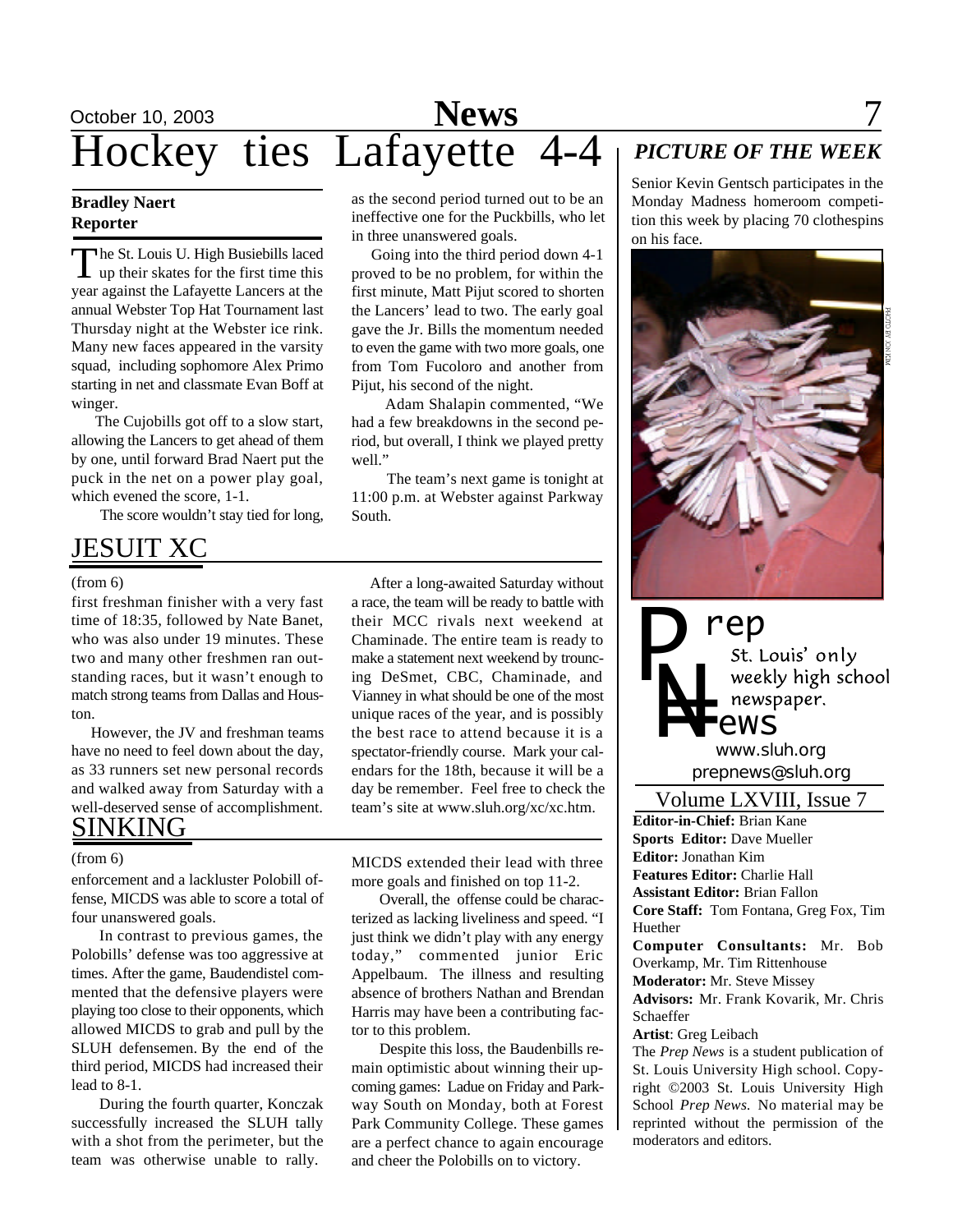# Hockey ties Lafayette 4-4

**Bradley Naert**
**Reporter**

The St. Louis U. High Busiebills laced up their skates for the first time this year against the Lafayette Lancers at the annual Webster Top Hat Tournament last Thursday night at the Webster ice rink. Many new faces appeared in the varsity squad, including sophomore Alex Primo starting in net and classmate Evan Boff at winger.

The Cujobills got off to a slow start, allowing the Lancers to get ahead of them by one, until forward Brad Naert put the puck in the net on a power play goal, which evened the score, 1-1.

The score wouldn't stay tied for long, as the second period turned out to be an ineffective one for the Puckbills, who let in three unanswered goals.

Going into the third period down 4-1 proved to be no problem, for within the first minute, Matt Pijut scored to shorten the Lancers' lead to two. The early goal gave the Jr. Bills the momentum needed to even the game with two more goals, one from Tom Fucoloro and another from Pijut, his second of the night.

Adam Shalapin commented, "We had a few breakdowns in the second period, but overall, I think we played pretty well."

The team's next game is tonight at 11:00 p.m. at Webster against Parkway South.

## JESUIT XC

(from 6)

first freshman finisher with a very fast time of 18:35, followed by Nate Banet, who was also under 19 minutes. These two and many other freshmen ran outstanding races, but it wasn't enough to match strong teams from Dallas and Houston.

However, the JV and freshman teams have no need to feel down about the day, as 33 runners set new personal records and walked away from Saturday with a well-deserved sense of accomplishment.

After a long-awaited Saturday without a race, the team will be ready to battle with their MCC rivals next weekend at Chaminade. The entire team is ready to make a statement next weekend by trouncing DeSmet, CBC, Chaminade, and Vianney in what should be one of the most unique races of the year, and is possibly the best race to attend because it is a spectator-friendly course. Mark your calendars for the 18th, because it will be a day be remember. Feel free to check the team's site at www.sluh.org/xc/xc.htm.

## SINKING

(from 6)

enforcement and a lackluster Polobill offense, MICDS was able to score a total of four unanswered goals.

In contrast to previous games, the Polobills' defense was too aggressive at times. After the game, Baudendistel commented that the defensive players were playing too close to their opponents, which allowed MICDS to grab and pull by the SLUH defensemen. By the end of the third period, MICDS had increased their lead to 8-1.

During the fourth quarter, Konczak successfully increased the SLUH tally with a shot from the perimeter, but the team was otherwise unable to rally. MICDS extended their lead with three more goals and finished on top 11-2.

Overall, the offense could be characterized as lacking liveliness and speed. "I just think we didn't play with any energy today," commented junior Eric Appelbaum. The illness and resulting absence of brothers Nathan and Brendan Harris may have been a contributing factor to this problem.

Despite this loss, the Baudenbills remain optimistic about winning their upcoming games: Ladue on Friday and Parkway South on Monday, both at Forest Park Community College. These games are a perfect chance to again encourage and cheer the Polobills on to victory.

## *PICTURE OF THE WEEK*

Senior Kevin Gentsch participates in the Monday Madness homeroom competition this week by placing 70 clothespins on his face.

PHOTO BY JON KIM

**Prep News**
St. Louis' only weekly high school newspaper.
www.sluh.org
prepnews@sluh.org

Volume LXVIII, Issue 7

**Editor-in-Chief:** Brian Kane
**Sports Editor:** Dave Mueller
**Editor:** Jonathan Kim
**Features Editor:** Charlie Hall
**Assistant Editor:** Brian Fallon
**Core Staff:** Tom Fontana, Greg Fox, Tim Huether
**Computer Consultants:** Mr. Bob Overkamp, Mr. Tim Rittenhouse
**Moderator:** Mr. Steve Missey
**Advisors:** Mr. Frank Kovarik, Mr. Chris Schaeffer
**Artist**: Greg Leibach

The *Prep News* is a student publication of St. Louis University High school. Copyright ©2003 St. Louis University High School *Prep News.* No material may be reprinted without the permission of the moderators and editors.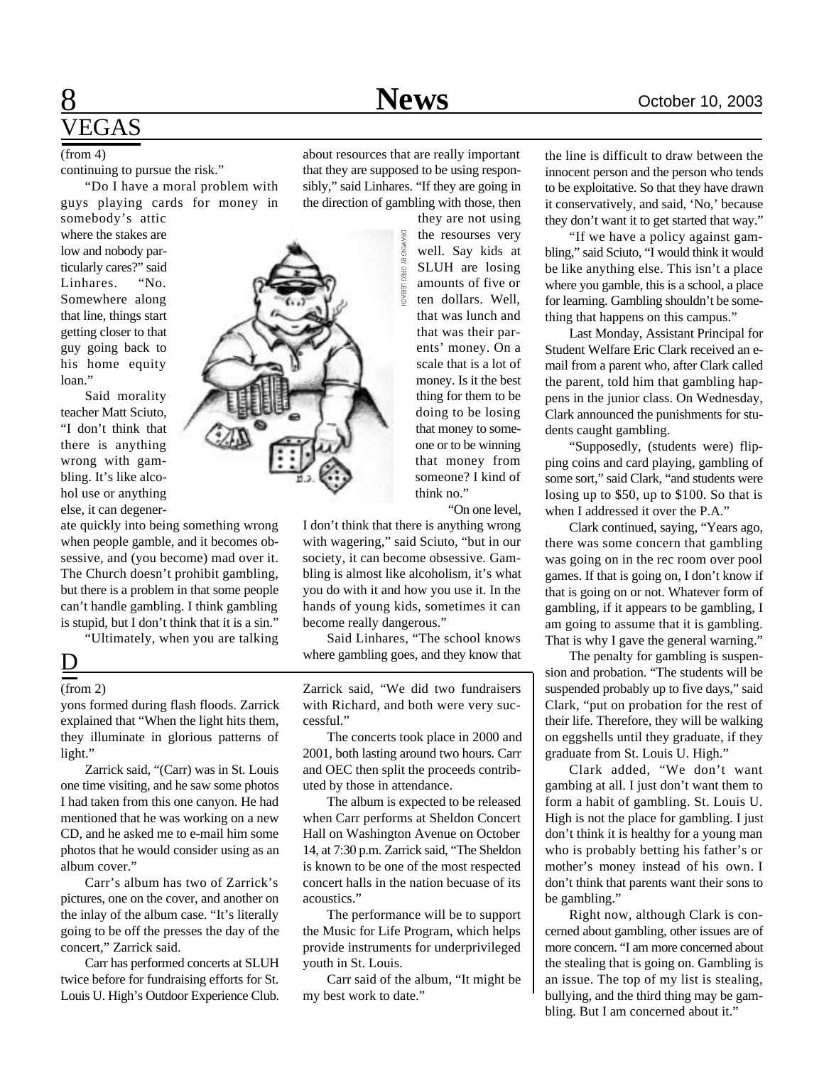# VEGAS

(from 4)

continuing to pursue the risk."

"Do I have a moral problem with guys playing cards for money in somebody's attic where the stakes are low and nobody particularly cares?" said Linhares. "No. Somewhere along that line, things start getting closer to that guy going back to his home equity loan."

Said morality teacher Matt Sciuto, "I don't think that there is anything wrong with gambling. It's like alcohol use or anything else, it can degenerate quickly into being something wrong when people gamble, and it becomes obsessive, and (you become) mad over it. The Church doesn't prohibit gambling, but there is a problem in that some people can't handle gambling. I think gambling is stupid, but I don't think that it is a sin."

"Ultimately, when you are talking about resources that are really important that they are supposed to be using responsibly," said Linhares. "If they are going in the direction of gambling with those, then they are not using the resourses very well. Say kids at SLUH are losing amounts of five or ten dollars. Well, that was lunch and that was their parents' money. On a scale that is a lot of money. Is it the best thing for them to be doing to be losing that money to someone or to be winning that money from someone? I kind of think no."

DRAWING BY GREG LEIBACH

"On one level, I don't think that there is anything wrong with wagering," said Sciuto, "but in our society, it can become obsessive. Gambling is almost like alcoholism, it's what you do with it and how you use it. In the hands of young kids, sometimes it can become really dangerous."

Said Linhares, "The school knows where gambling goes, and they know that the line is difficult to draw between the innocent person and the person who tends to be exploitative. So that they have drawn it conservatively, and said, 'No,' because they don't want it to get started that way."

"If we have a policy against gambling," said Sciuto, "I would think it would be like anything else. This isn't a place where you gamble, this is a school, a place for learning. Gambling shouldn't be something that happens on this campus."

Last Monday, Assistant Principal for Student Welfare Eric Clark received an e-mail from a parent who, after Clark called the parent, told him that gambling happens in the junior class. On Wednesday, Clark announced the punishments for students caught gambling.

"Supposedly, (students were) flipping coins and card playing, gambling of some sort," said Clark, "and students were losing up to $50, up to $100. So that is when I addressed it over the P.A."

Clark continued, saying, "Years ago, there was some concern that gambling was going on in the rec room over pool games. If that is going on, I don't know if that is going on or not. Whatever form of gambling, if it appears to be gambling, I am going to assume that it is gambling. That is why I gave the general warning."

The penalty for gambling is suspension and probation. "The students will be suspended probably up to five days," said Clark, "put on probation for the rest of their life. Therefore, they will be walking on eggshells until they graduate, if they graduate from St. Louis U. High."

Clark added, "We don't want gambing at all. I just don't want them to form a habit of gambling. St. Louis U. High is not the place for gambling. I just don't think it is healthy for a young man who is probably betting his father's or mother's money instead of his own. I don't think that parents want their sons to be gambling."

Right now, although Clark is concerned about gambling, other issues are of more concern. "I am more concerned about the stealing that is going on. Gambling is an issue. The top of my list is stealing, bullying, and the third thing may be gambling. But I am concerned about it."

# D

(from 2)

yons formed during flash floods. Zarrick explained that "When the light hits them, they illuminate in glorious patterns of light."

Zarrick said, "(Carr) was in St. Louis one time visiting, and he saw some photos I had taken from this one canyon. He had mentioned that he was working on a new CD, and he asked me to e-mail him some photos that he would consider using as an album cover."

Carr's album has two of Zarrick's pictures, one on the cover, and another on the inlay of the album case. "It's literally going to be off the presses the day of the concert," Zarrick said.

Carr has performed concerts at SLUH twice before for fundraising efforts for St. Louis U. High's Outdoor Experience Club. Zarrick said, "We did two fundraisers with Richard, and both were very successful."

The concerts took place in 2000 and 2001, both lasting around two hours. Carr and OEC then split the proceeds contributed by those in attendance.

The album is expected to be released when Carr performs at Sheldon Concert Hall on Washington Avenue on October 14, at 7:30 p.m. Zarrick said, "The Sheldon is known to be one of the most respected concert halls in the nation becuase of its acoustics."

The performance will be to support the Music for Life Program, which helps provide instruments for underprivileged youth in St. Louis.

Carr said of the album, "It might be my best work to date."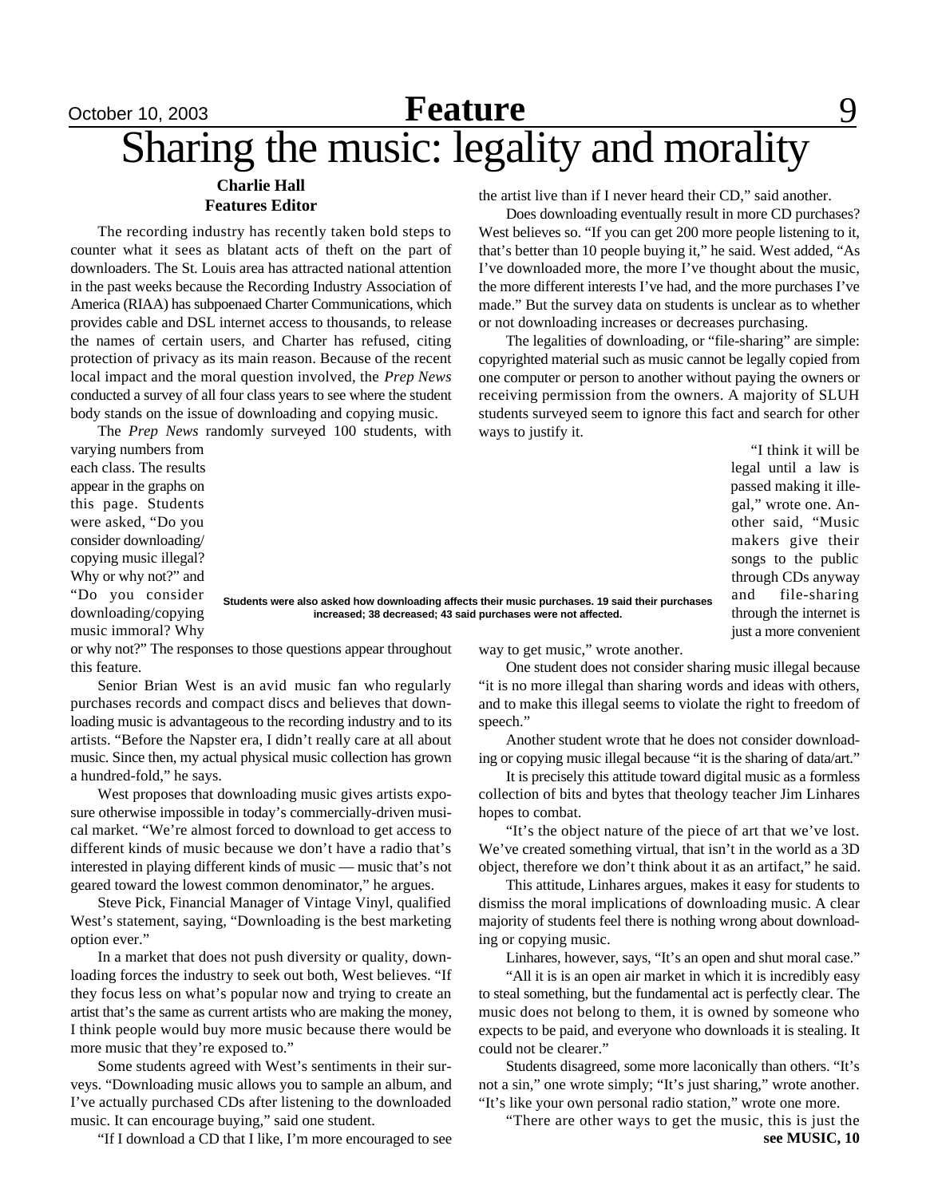# Sharing the music: legality and morality

**Charlie Hall**
**Features Editor**

The recording industry has recently taken bold steps to counter what it sees as blatant acts of theft on the part of downloaders. The St. Louis area has attracted national attention in the past weeks because the Recording Industry Association of America (RIAA) has subpoenaed Charter Communications, which provides cable and DSL internet access to thousands, to release the names of certain users, and Charter has refused, citing protection of privacy as its main reason. Because of the recent local impact and the moral question involved, the *Prep News* conducted a survey of all four class years to see where the student body stands on the issue of downloading and copying music.

The *Prep News* randomly surveyed 100 students, with varying numbers from each class. The results appear in the graphs on this page. Students were asked, "Do you consider downloading/copying music illegal? Why or why not?" and "Do you consider downloading/copying music immoral? Why or why not?" The responses to those questions appear throughout this feature.

Students were also asked how downloading affects their music purchases. 19 said their purchases increased; 38 decreased; 43 said purchases were not affected.

Senior Brian West is an avid music fan who regularly purchases records and compact discs and believes that downloading music is advantageous to the recording industry and to its artists. "Before the Napster era, I didn't really care at all about music. Since then, my actual physical music collection has grown a hundred-fold," he says.

West proposes that downloading music gives artists exposure otherwise impossible in today's commercially-driven musical market. "We're almost forced to download to get access to different kinds of music because we don't have a radio that's interested in playing different kinds of music — music that's not geared toward the lowest common denominator," he argues.

Steve Pick, Financial Manager of Vintage Vinyl, qualified West's statement, saying, "Downloading is the best marketing option ever."

In a market that does not push diversity or quality, downloading forces the industry to seek out both, West believes. "If they focus less on what's popular now and trying to create an artist that's the same as current artists who are making the money, I think people would buy more music because there would be more music that they're exposed to."

Some students agreed with West's sentiments in their surveys. "Downloading music allows you to sample an album, and I've actually purchased CDs after listening to the downloaded music. It can encourage buying," said one student.

"If I download a CD that I like, I'm more encouraged to see the artist live than if I never heard their CD," said another.

Does downloading eventually result in more CD purchases? West believes so. "If you can get 200 more people listening to it, that's better than 10 people buying it," he said. West added, "As I've downloaded more, the more I've thought about the music, the more different interests I've had, and the more purchases I've made." But the survey data on students is unclear as to whether or not downloading increases or decreases purchasing.

The legalities of downloading, or "file-sharing" are simple: copyrighted material such as music cannot be legally copied from one computer or person to another without paying the owners or receiving permission from the owners. A majority of SLUH students surveyed seem to ignore this fact and search for other ways to justify it.

"I think it will be legal until a law is passed making it illegal," wrote one. Another said, "Music makers give their songs to the public through CDs anyway and file-sharing through the internet is just a more convenient way to get music," wrote another.

One student does not consider sharing music illegal because "it is no more illegal than sharing words and ideas with others, and to make this illegal seems to violate the right to freedom of speech."

Another student wrote that he does not consider downloading or copying music illegal because "it is the sharing of data/art."

It is precisely this attitude toward digital music as a formless collection of bits and bytes that theology teacher Jim Linhares hopes to combat.

"It's the object nature of the piece of art that we've lost. We've created something virtual, that isn't in the world as a 3D object, therefore we don't think about it as an artifact," he said.

This attitude, Linhares argues, makes it easy for students to dismiss the moral implications of downloading music. A clear majority of students feel there is nothing wrong about downloading or copying music.

Linhares, however, says, "It's an open and shut moral case."

"All it is is an open air market in which it is incredibly easy to steal something, but the fundamental act is perfectly clear. The music does not belong to them, it is owned by someone who expects to be paid, and everyone who downloads it is stealing. It could not be clearer."

Students disagreed, some more laconically than others. "It's not a sin," one wrote simply; "It's just sharing," wrote another. "It's like your own personal radio station," wrote one more.

"There are other ways to get the music, this is just the

**see MUSIC, 10**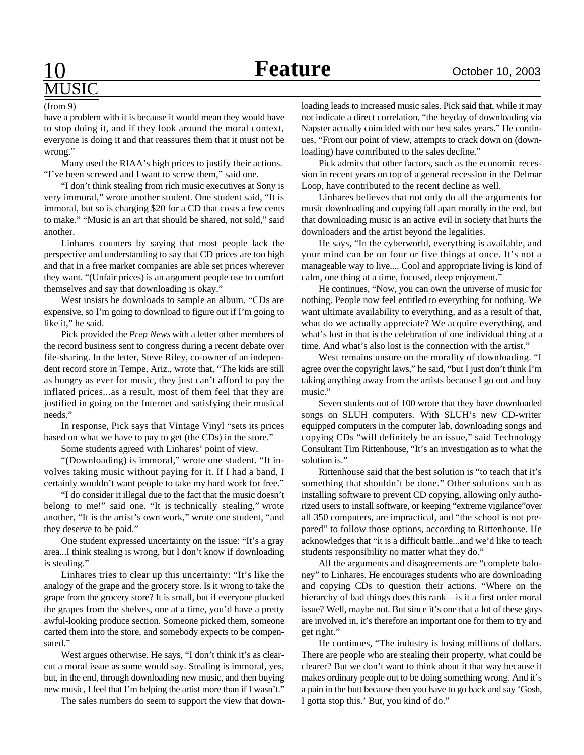## MUSIC

(from 9)

have a problem with it is because it would mean they would have to stop doing it, and if they look around the moral context, everyone is doing it and that reassures them that it must not be wrong."

Many used the RIAA's high prices to justify their actions. "I've been screwed and I want to screw them," said one.

"I don't think stealing from rich music executives at Sony is very immoral," wrote another student. One student said, "It is immoral, but so is charging $20 for a CD that costs a few cents to make." "Music is an art that should be shared, not sold," said another.

Linhares counters by saying that most people lack the perspective and understanding to say that CD prices are too high and that in a free market companies are able set prices wherever they want. "(Unfair prices) is an argument people use to comfort themselves and say that downloading is okay."

West insists he downloads to sample an album. "CDs are expensive, so I'm going to download to figure out if I'm going to like it," he said.

Pick provided the *Prep News* with a letter other members of the record business sent to congress during a recent debate over file-sharing. In the letter, Steve Riley, co-owner of an independent record store in Tempe, Ariz., wrote that, "The kids are still as hungry as ever for music, they just can't afford to pay the inflated prices...as a result, most of them feel that they are justified in going on the Internet and satisfying their musical needs."

In response, Pick says that Vintage Vinyl "sets its prices based on what we have to pay to get (the CDs) in the store."

Some students agreed with Linhares' point of view.

"(Downloading) is immoral," wrote one student. "It involves taking music without paying for it. If I had a band, I certainly wouldn't want people to take my hard work for free."

"I do consider it illegal due to the fact that the music doesn't belong to me!" said one. "It is technically stealing," wrote another, "It is the artist's own work," wrote one student, "and they deserve to be paid."

One student expressed uncertainty on the issue: "It's a gray area...I think stealing is wrong, but I don't know if downloading is stealing."

Linhares tries to clear up this uncertainty: "It's like the analogy of the grape and the grocery store. Is it wrong to take the grape from the grocery store? It is small, but if everyone plucked the grapes from the shelves, one at a time, you'd have a pretty awful-looking produce section. Someone picked them, someone carted them into the store, and somebody expects to be compensated."

West argues otherwise. He says, "I don't think it's as clear-cut a moral issue as some would say. Stealing is immoral, yes, but, in the end, through downloading new music, and then buying new music, I feel that I'm helping the artist more than if I wasn't."

The sales numbers do seem to support the view that downloading leads to increased music sales. Pick said that, while it may not indicate a direct correlation, "the heyday of downloading via Napster actually coincided with our best sales years." He continues, "From our point of view, attempts to crack down on (downloading) have contributed to the sales decline."

Pick admits that other factors, such as the economic recession in recent years on top of a general recession in the Delmar Loop, have contributed to the recent decline as well.

Linhares believes that not only do all the arguments for music downloading and copying fall apart morally in the end, but that downloading music is an active evil in society that hurts the downloaders and the artist beyond the legalities.

He says, "In the cyberworld, everything is available, and your mind can be on four or five things at once. It's not a manageable way to live.... Cool and appropriate living is kind of calm, one thing at a time, focused, deep enjoyment."

He continues, "Now, you can own the universe of music for nothing. People now feel entitled to everything for nothing. We want ultimate availability to everything, and as a result of that, what do we actually appreciate? We acquire everything, and what's lost in that is the celebration of one individual thing at a time. And what's also lost is the connection with the artist."

West remains unsure on the morality of downloading. "I agree over the copyright laws," he said, "but I just don't think I'm taking anything away from the artists because I go out and buy music."

Seven students out of 100 wrote that they have downloaded songs on SLUH computers. With SLUH's new CD-writer equipped computers in the computer lab, downloading songs and copying CDs "will definitely be an issue," said Technology Consultant Tim Rittenhouse, "It's an investigation as to what the solution is."

Rittenhouse said that the best solution is "to teach that it's something that shouldn't be done." Other solutions such as installing software to prevent CD copying, allowing only authorized users to install software, or keeping "extreme vigilance"over all 350 computers, are impractical, and "the school is not prepared" to follow those options, according to Rittenhouse. He acknowledges that "it is a difficult battle...and we'd like to teach students responsibility no matter what they do."

All the arguments and disagreements are "complete baloney" to Linhares. He encourages students who are downloading and copying CDs to question their actions. "Where on the hierarchy of bad things does this rank—is it a first order moral issue? Well, maybe not. But since it's one that a lot of these guys are involved in, it's therefore an important one for them to try and get right."

He continues, "The industry is losing millions of dollars. There are people who are stealing their property, what could be clearer? But we don't want to think about it that way because it makes ordinary people out to be doing something wrong. And it's a pain in the butt because then you have to go back and say 'Gosh, I gotta stop this.' But, you kind of do."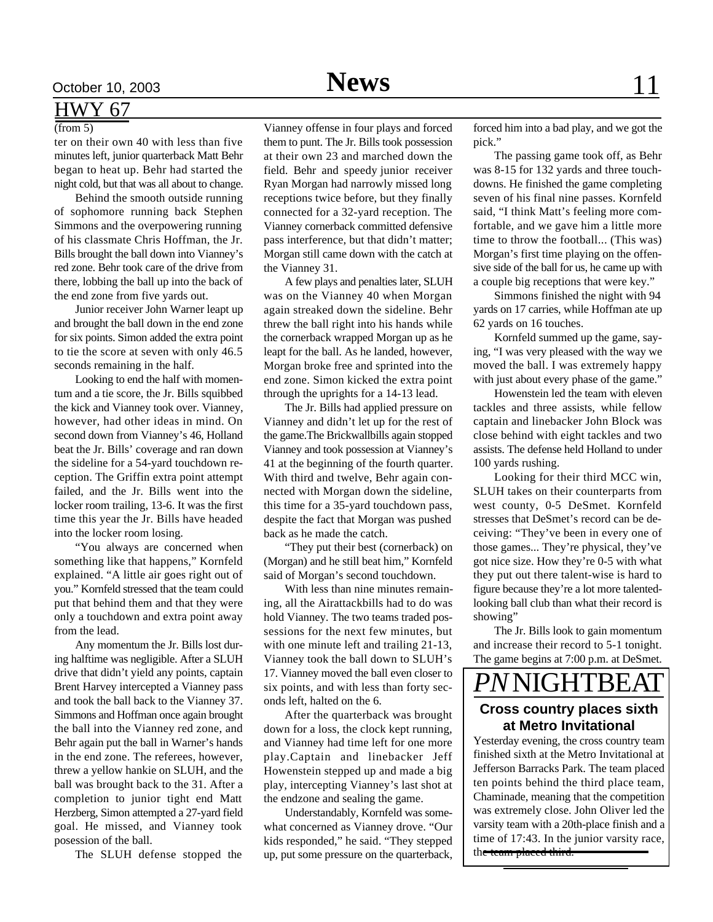## HWY 67

(from 5)

ter on their own 40 with less than five minutes left, junior quarterback Matt Behr began to heat up. Behr had started the night cold, but that was all about to change.

Behind the smooth outside running of sophomore running back Stephen Simmons and the overpowering running of his classmate Chris Hoffman, the Jr. Bills brought the ball down into Vianney's red zone. Behr took care of the drive from there, lobbing the ball up into the back of the end zone from five yards out.

Junior receiver John Warner leapt up and brought the ball down in the end zone for six points. Simon added the extra point to tie the score at seven with only 46.5 seconds remaining in the half.

Looking to end the half with momentum and a tie score, the Jr. Bills squibbed the kick and Vianney took over. Vianney, however, had other ideas in mind. On second down from Vianney's 46, Holland beat the Jr. Bills' coverage and ran down the sideline for a 54-yard touchdown reception. The Griffin extra point attempt failed, and the Jr. Bills went into the locker room trailing, 13-6. It was the first time this year the Jr. Bills have headed into the locker room losing.

"You always are concerned when something like that happens," Kornfeld explained. "A little air goes right out of you." Kornfeld stressed that the team could put that behind them and that they were only a touchdown and extra point away from the lead.

Any momentum the Jr. Bills lost during halftime was negligible. After a SLUH drive that didn't yield any points, captain Brent Harvey intercepted a Vianney pass and took the ball back to the Vianney 37. Simmons and Hoffman once again brought the ball into the Vianney red zone, and Behr again put the ball in Warner's hands in the end zone. The referees, however, threw a yellow hankie on SLUH, and the ball was brought back to the 31. After a completion to junior tight end Matt Herzberg, Simon attempted a 27-yard field goal. He missed, and Vianney took posession of the ball.

The SLUH defense stopped the Vianney offense in four plays and forced them to punt. The Jr. Bills took possession at their own 23 and marched down the field. Behr and speedy junior receiver Ryan Morgan had narrowly missed long receptions twice before, but they finally connected for a 32-yard reception. The Vianney cornerback committed defensive pass interference, but that didn't matter; Morgan still came down with the catch at the Vianney 31.

A few plays and penalties later, SLUH was on the Vianney 40 when Morgan again streaked down the sideline. Behr threw the ball right into his hands while the cornerback wrapped Morgan up as he leapt for the ball. As he landed, however, Morgan broke free and sprinted into the end zone. Simon kicked the extra point through the uprights for a 14-13 lead.

The Jr. Bills had applied pressure on Vianney and didn't let up for the rest of the game.The Brickwallbills again stopped Vianney and took possession at Vianney's 41 at the beginning of the fourth quarter. With third and twelve, Behr again connected with Morgan down the sideline, this time for a 35-yard touchdown pass, despite the fact that Morgan was pushed back as he made the catch.

"They put their best (cornerback) on (Morgan) and he still beat him," Kornfeld said of Morgan's second touchdown.

With less than nine minutes remaining, all the Airattackbills had to do was hold Vianney. The two teams traded possessions for the next few minutes, but with one minute left and trailing 21-13, Vianney took the ball down to SLUH's 17. Vianney moved the ball even closer to six points, and with less than forty seconds left, halted on the 6.

After the quarterback was brought down for a loss, the clock kept running, and Vianney had time left for one more play.Captain and linebacker Jeff Howenstein stepped up and made a big play, intercepting Vianney's last shot at the endzone and sealing the game.

Understandably, Kornfeld was somewhat concerned as Vianney drove. "Our kids responded," he said. "They stepped up, put some pressure on the quarterback, forced him into a bad play, and we got the pick."

The passing game took off, as Behr was 8-15 for 132 yards and three touchdowns. He finished the game completing seven of his final nine passes. Kornfeld said, "I think Matt's feeling more comfortable, and we gave him a little more time to throw the football... (This was) Morgan's first time playing on the offensive side of the ball for us, he came up with a couple big receptions that were key."

Simmons finished the night with 94 yards on 17 carries, while Hoffman ate up 62 yards on 16 touches.

Kornfeld summed up the game, saying, "I was very pleased with the way we moved the ball. I was extremely happy with just about every phase of the game."

Howenstein led the team with eleven tackles and three assists, while fellow captain and linebacker John Block was close behind with eight tackles and two assists. The defense held Holland to under 100 yards rushing.

Looking for their third MCC win, SLUH takes on their counterparts from west county, 0-5 DeSmet. Kornfeld stresses that DeSmet's record can be deceiving: "They've been in every one of those games... They're physical, they've got nice size. How they're 0-5 with what they put out there talent-wise is hard to figure because they're a lot more talented-looking ball club than what their record is showing"

The Jr. Bills look to gain momentum and increase their record to 5-1 tonight. The game begins at 7:00 p.m. at DeSmet.

## *PN* NIGHTBEAT

### Cross country places sixth at Metro Invitational

Yesterday evening, the cross country team finished sixth at the Metro Invitational at Jefferson Barracks Park. The team placed ten points behind the third place team, Chaminade, meaning that the competition was extremely close. John Oliver led the varsity team with a 20th-place finish and a time of 17:43. In the junior varsity race, the team placed third.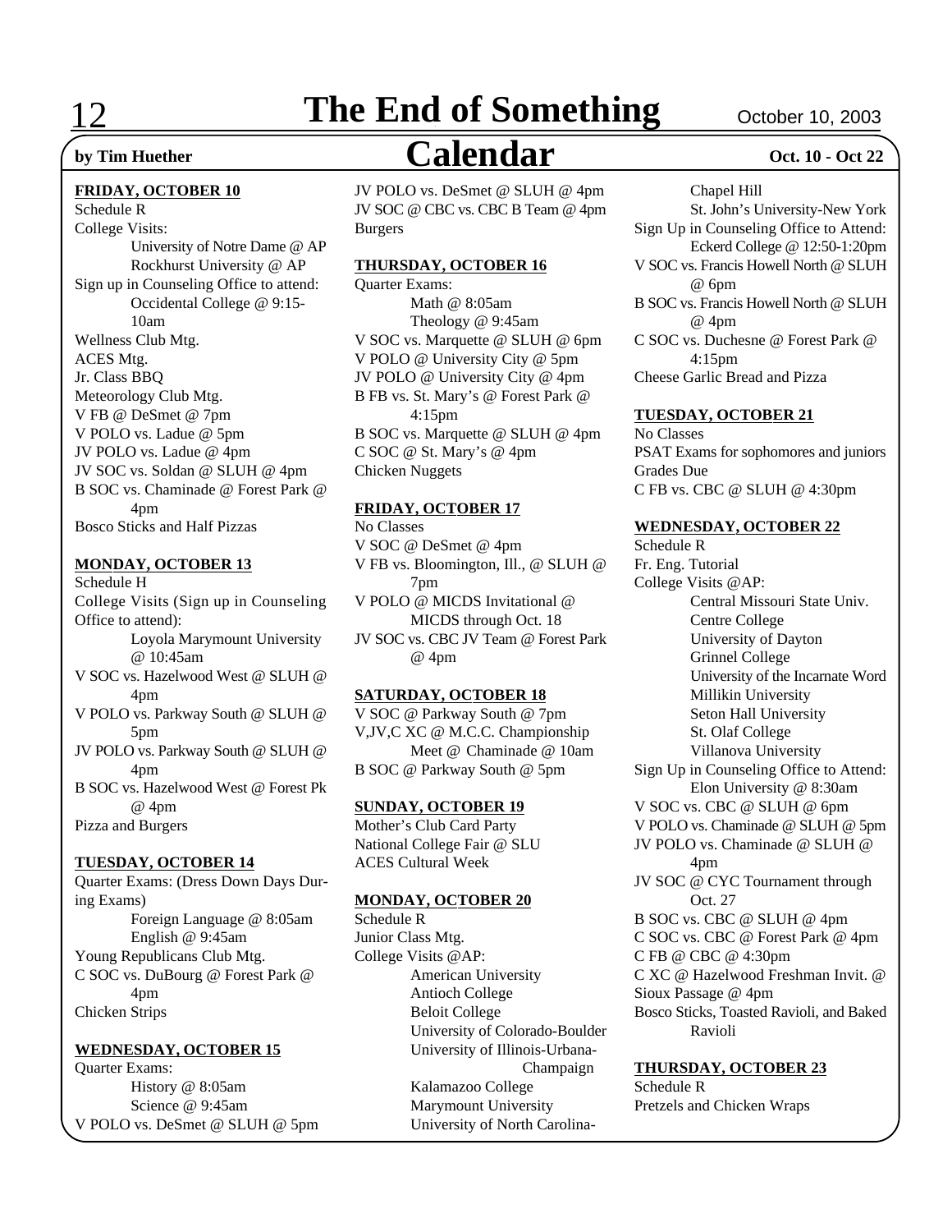# The End of Something

## Calendar

**by Tim Huether**

**Oct. 10 - Oct 22**

**FRIDAY, OCTOBER 10**

Schedule R
College Visits:
- University of Notre Dame @ AP
- Rockhurst University @ AP

Sign up in Counseling Office to attend:
- Occidental College @ 9:15-10am

Wellness Club Mtg.
ACES Mtg.
Jr. Class BBQ
Meteorology Club Mtg.
V FB @ DeSmet @ 7pm
V POLO vs. Ladue @ 5pm
JV POLO vs. Ladue @ 4pm
JV SOC vs. Soldan @ SLUH @ 4pm
B SOC vs. Chaminade @ Forest Park @ 4pm
Bosco Sticks and Half Pizzas

**MONDAY, OCTOBER 13**

Schedule H
College Visits (Sign up in Counseling Office to attend):
- Loyola Marymount University @ 10:45am

V SOC vs. Hazelwood West @ SLUH @ 4pm
V POLO vs. Parkway South @ SLUH @ 5pm
JV POLO vs. Parkway South @ SLUH @ 4pm
B SOC vs. Hazelwood West @ Forest Pk @ 4pm
Pizza and Burgers

**TUESDAY, OCTOBER 14**

Quarter Exams: (Dress Down Days During Exams)
- Foreign Language @ 8:05am
- English @ 9:45am

Young Republicans Club Mtg.
C SOC vs. DuBourg @ Forest Park @ 4pm
Chicken Strips

**WEDNESDAY, OCTOBER 15**

Quarter Exams:
- History @ 8:05am
- Science @ 9:45am

V POLO vs. DeSmet @ SLUH @ 5pm
JV POLO vs. DeSmet @ SLUH @ 4pm
JV SOC @ CBC vs. CBC B Team @ 4pm
Burgers

**THURSDAY, OCTOBER 16**

Quarter Exams:
- Math @ 8:05am
- Theology @ 9:45am

V SOC vs. Marquette @ SLUH @ 6pm
V POLO @ University City @ 5pm
JV POLO @ University City @ 4pm
B FB vs. St. Mary's @ Forest Park @ 4:15pm
B SOC vs. Marquette @ SLUH @ 4pm
C SOC @ St. Mary's @ 4pm
Chicken Nuggets

**FRIDAY, OCTOBER 17**

No Classes
V SOC @ DeSmet @ 4pm
V FB vs. Bloomington, Ill., @ SLUH @ 7pm
V POLO @ MICDS Invitational @ MICDS through Oct. 18
JV SOC vs. CBC JV Team @ Forest Park @ 4pm

**SATURDAY, OCTOBER 18**

V SOC @ Parkway South @ 7pm
V,JV,C XC @ M.C.C. Championship Meet @ Chaminade @ 10am
B SOC @ Parkway South @ 5pm

**SUNDAY, OCTOBER 19**

Mother's Club Card Party
National College Fair @ SLU
ACES Cultural Week

**MONDAY, OCTOBER 20**

Schedule R
Junior Class Mtg.
College Visits @AP:
- American University
- Antioch College
- Beloit College
- University of Colorado-Boulder
- University of Illinois-Urbana-Champaign
- Kalamazoo College
- Marymount University
- University of North Carolina-Chapel Hill
- St. John's University-New York

Sign Up in Counseling Office to Attend:
- Eckerd College @ 12:50-1:20pm

V SOC vs. Francis Howell North @ SLUH @ 6pm
B SOC vs. Francis Howell North @ SLUH @ 4pm
C SOC vs. Duchesne @ Forest Park @ 4:15pm
Cheese Garlic Bread and Pizza

**TUESDAY, OCTOBER 21**

No Classes
PSAT Exams for sophomores and juniors
Grades Due
C FB vs. CBC @ SLUH @ 4:30pm

**WEDNESDAY, OCTOBER 22**

Schedule R
Fr. Eng. Tutorial
College Visits @AP:
- Central Missouri State Univ.
- Centre College
- University of Dayton
- Grinnel College
- University of the Incarnate Word
- Millikin University
- Seton Hall University
- St. Olaf College
- Villanova University

Sign Up in Counseling Office to Attend:
- Elon University @ 8:30am

V SOC vs. CBC @ SLUH @ 6pm
V POLO vs. Chaminade @ SLUH @ 5pm
JV POLO vs. Chaminade @ SLUH @ 4pm
JV SOC @ CYC Tournament through Oct. 27
B SOC vs. CBC @ SLUH @ 4pm
C SOC vs. CBC @ Forest Park @ 4pm
C FB @ CBC @ 4:30pm
C XC @ Hazelwood Freshman Invit. @ Sioux Passage @ 4pm
Bosco Sticks, Toasted Ravioli, and Baked Ravioli

**THURSDAY, OCTOBER 23**

Schedule R
Pretzels and Chicken Wraps